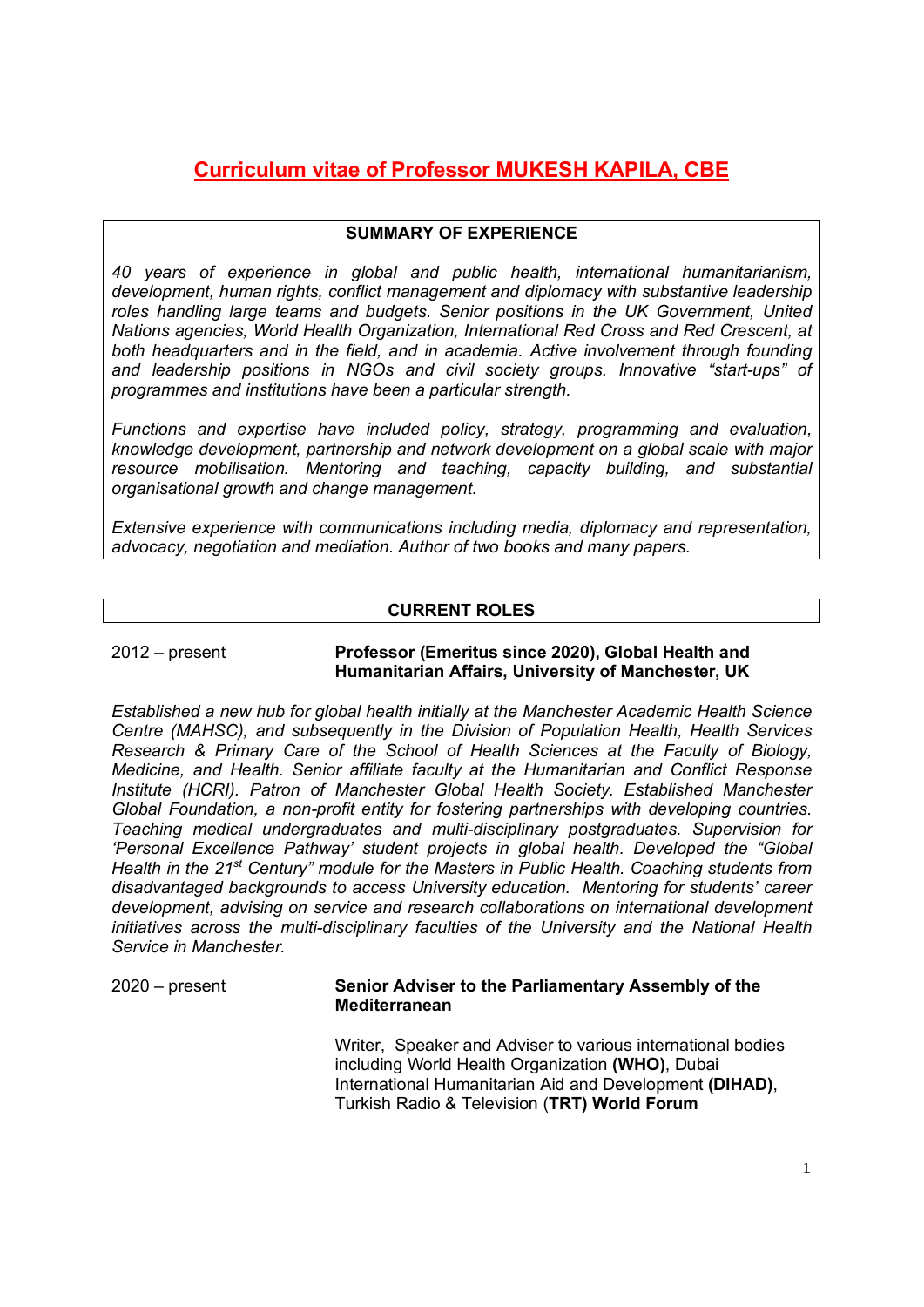# Curriculum vitae of Professor MUKESH KAPILA, CBE

## SUMMARY OF EXPERIENCE

*40 years of experience in global and public health, international humanitarianism, development, human rights, conflict management and diplomacy with substantive leadership roles handling large teams and budgets. Senior positions in the UK Government, United Nations agencies, World Health Organization, International Red Cross and Red Crescent, at both headquarters and in the field, and in academia. Active involvement through founding and leadership positions in NGOs and civil society groups. Innovative "start-ups" of programmes and institutions have been a particular strength.*

*Functions and expertise have included policy, strategy, programming and evaluation, knowledge development, partnership and network development on a global scale with major resource mobilisation. Mentoring and teaching, capacity building, and substantial organisational growth and change management.*

*Extensive experience with communications including media, diplomacy and representation, advocacy, negotiation and mediation. Author of two books and many papers.*

## CURRENT ROLES

2012 – present **Professor (Emeritus since 2020), Global Health and Humanitarian Affairs, University of Manchester, UK**

*Established a new hub for global health initially at the Manchester Academic Health Science Centre (MAHSC), and subsequently in the Division of Population Health, Health Services Research & Primary Care of the School of Health Sciences at the Faculty of Biology, Medicine, and Health. Senior affiliate faculty at the Humanitarian and Conflict Response Institute (HCRI). Patron of Manchester Global Health Society. Established Manchester Global Foundation, a non-profit entity for fostering partnerships with developing countries. Teaching medical undergraduates and multi-disciplinary postgraduates. Supervision for 'Personal Excellence Pathway' student projects in global health. Developed the "Global Health in the 21st Century" module for the Masters in Public Health. Coaching students from disadvantaged backgrounds to access University education. Mentoring for students' career development, advising on service and research collaborations on international development initiatives across the multi-disciplinary faculties of the University and the National Health Service in Manchester.*

2020 – present **Senior Adviser to the Parliamentary Assembly of the Mediterranean**

Writer, Speaker and Adviser to various international bodies including World Health Organization **(WHO)**, Dubai International Humanitarian Aid and Development **(DIHAD)**, Turkish Radio & Television (**TRT) World Forum**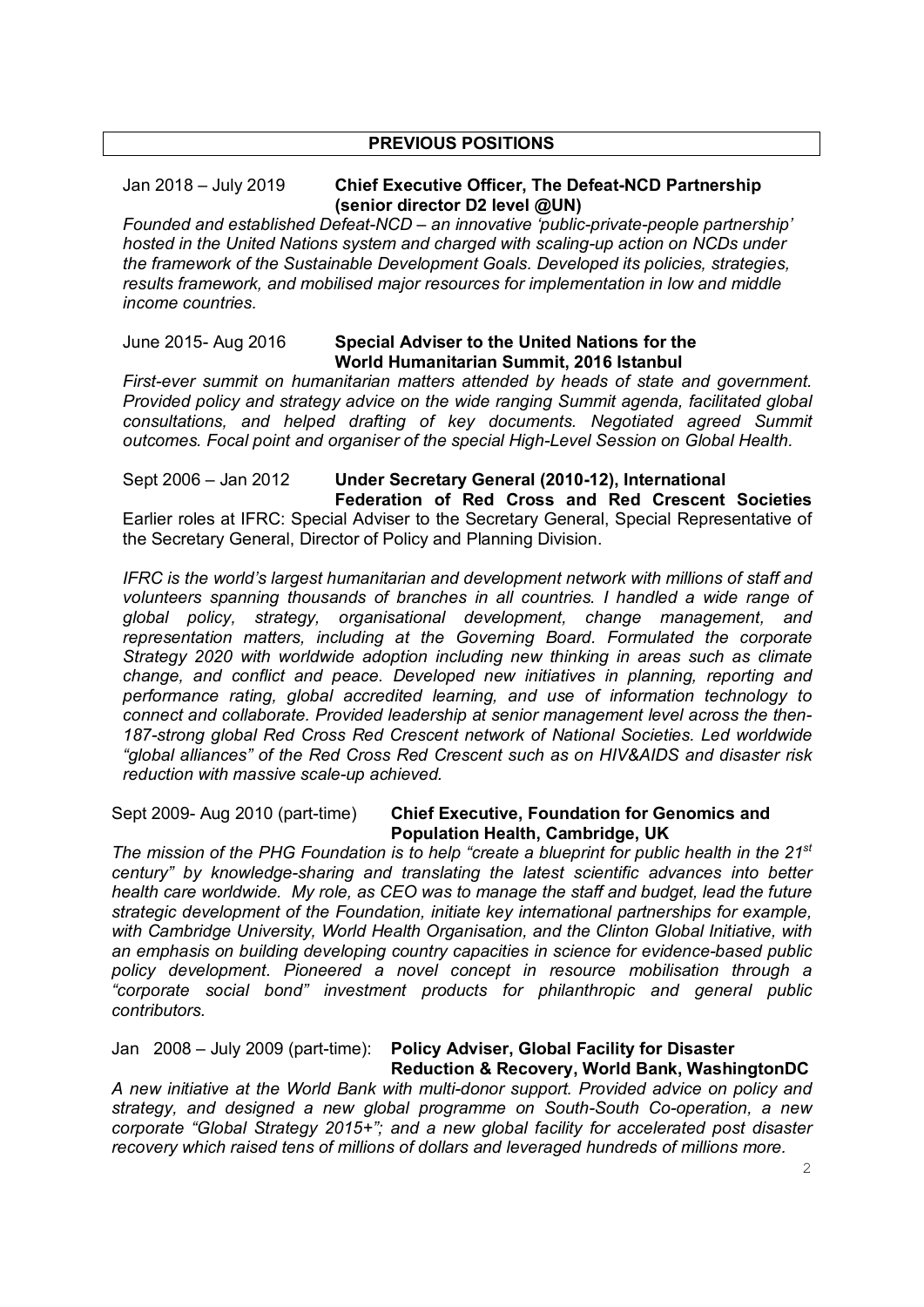## PREVIOUS POSITIONS

Jan 2018 – July 2019 **Chief Executive Officer, The Defeat-NCD Partnership (senior director D2 level @UN)**

*Founded and established Defeat-NCD – an innovative 'public-private-people partnership' hosted in the United Nations system and charged with scaling-up action on NCDs under the framework of the Sustainable Development Goals. Developed its policies, strategies, results framework, and mobilised major resources for implementation in low and middle income countries.*

June 2015- Aug 2016 **Special Adviser to the United Nations for the World Humanitarian Summit, 2016 Istanbul**

*First-ever summit on humanitarian matters attended by heads of state and government. Provided policy and strategy advice on the wide ranging Summit agenda, facilitated global consultations, and helped drafting of key documents. Negotiated agreed Summit outcomes. Focal point and organiser of the special High-Level Session on Global Health.*

Sept 2006 – Jan 2012 **Under Secretary General (2010-12), International Federation of Red Cross and Red Crescent Societies**

Earlier roles at IFRC: Special Adviser to the Secretary General, Special Representative of the Secretary General, Director of Policy and Planning Division.

*IFRC is the world's largest humanitarian and development network with millions of staff and volunteers spanning thousands of branches in all countries. I handled a wide range of global policy, strategy, organisational development, change management, and representation matters, including at the Governing Board. Formulated the corporate Strategy 2020 with worldwide adoption including new thinking in areas such as climate change, and conflict and peace. Developed new initiatives in planning, reporting and performance rating, global accredited learning, and use of information technology to connect and collaborate. Provided leadership at senior management level across the then-187-strong global Red Cross Red Crescent network of National Societies. Led worldwide "global alliances" of the Red Cross Red Crescent such as on HIV&AIDS and disaster risk reduction with massive scale-up achieved.*

Sept 2009- Aug 2010 (part-time) **Chief Executive, Foundation for Genomics and Population Health, Cambridge, UK**

*The mission of the PHG Foundation is to help "create a blueprint for public health in the 21st century" by knowledge-sharing and translating the latest scientific advances into better health care worldwide. My role, as CEO was to manage the staff and budget, lead the future strategic development of the Foundation, initiate key international partnerships for example, with Cambridge University, World Health Organisation, and the Clinton Global Initiative, with an emphasis on building developing country capacities in science for evidence-based public policy development. Pioneered a novel concept in resource mobilisation through a "corporate social bond" investment products for philanthropic and general public contributors.*

Jan 2008 – July 2009 (part-time): **Policy Adviser, Global Facility for Disaster Reduction & Recovery, World Bank, WashingtonDC**

*A new initiative at the World Bank with multi-donor support. Provided advice on policy and strategy, and designed a new global programme on South-South Co-operation, a new corporate "Global Strategy 2015+"; and a new global facility for accelerated post disaster recovery which raised tens of millions of dollars and leveraged hundreds of millions more.*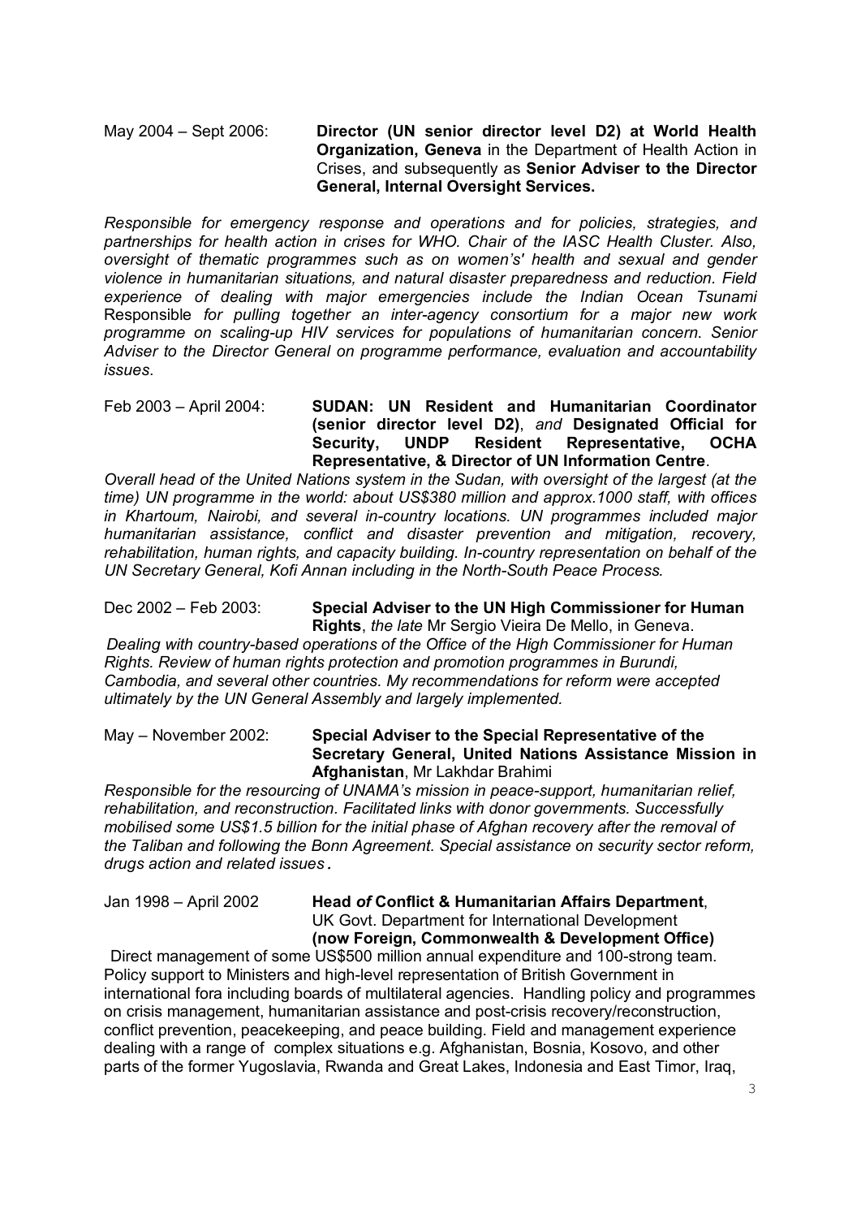May 2004 – Sept 2006: **Director (UN senior director level D2) at World Health Organization, Geneva** in the Department of Health Action in Crises, and subsequently as **Senior Adviser to the Director General, Internal Oversight Services.**

*Responsible for emergency response and operations and for policies, strategies, and partnerships for health action in crises for WHO. Chair of the IASC Health Cluster. Also, oversight of thematic programmes such as on women's' health and sexual and gender violence in humanitarian situations, and natural disaster preparedness and reduction. Field experience of dealing with major emergencies include the Indian Ocean Tsunami* Responsible *for pulling together an inter-agency consortium for a major new work programme on scaling-up HIV services for populations of humanitarian concern. Senior Adviser to the Director General on programme performance, evaluation and accountability issues*.

Feb 2003 – April 2004: **SUDAN: UN Resident and Humanitarian Coordinator (senior director level D2)**, *and* **Designated Official for Security, UNDP Resident Representative, OCHA Representative, & Director of UN Information Centre**.

*Overall head of the United Nations system in the Sudan, with oversight of the largest (at the time) UN programme in the world: about US$380 million and approx.1000 staff, with offices in Khartoum, Nairobi, and several in-country locations. UN programmes included major humanitarian assistance, conflict and disaster prevention and mitigation, recovery, rehabilitation, human rights, and capacity building. In-country representation on behalf of the UN Secretary General, Kofi Annan including in the North-South Peace Process.*

Dec 2002 – Feb 2003: **Special Adviser to the UN High Commissioner for Human Rights**, *the late* Mr Sergio Vieira De Mello, in Geneva.

*Dealing with country-based operations of the Office of the High Commissioner for Human Rights. Review of human rights protection and promotion programmes in Burundi, Cambodia, and several other countries. My recommendations for reform were accepted ultimately by the UN General Assembly and largely implemented.*

May – November 2002: **Special Adviser to the Special Representative of the Secretary General, United Nations Assistance Mission in Afghanistan**, Mr Lakhdar Brahimi

*Responsible for the resourcing of UNAMA's mission in peace-support, humanitarian relief, rehabilitation, and reconstruction. Facilitated links with donor governments. Successfully mobilised some US$1.5 billion for the initial phase of Afghan recovery after the removal of the Taliban and following the Bonn Agreement. Special assistance on security sector reform, drugs action and related issues*.

Jan 1998 – April 2002 **Head *of* Conflict & Humanitarian Affairs Department**, UK Govt. Department for International Development **(now Foreign, Commonwealth & Development Office)**

Direct management of some US$500 million annual expenditure and 100-strong team. Policy support to Ministers and high-level representation of British Government in international fora including boards of multilateral agencies. Handling policy and programmes on crisis management, humanitarian assistance and post-crisis recovery/reconstruction, conflict prevention, peacekeeping, and peace building. Field and management experience dealing with a range of complex situations e.g. Afghanistan, Bosnia, Kosovo, and other parts of the former Yugoslavia, Rwanda and Great Lakes, Indonesia and East Timor, Iraq,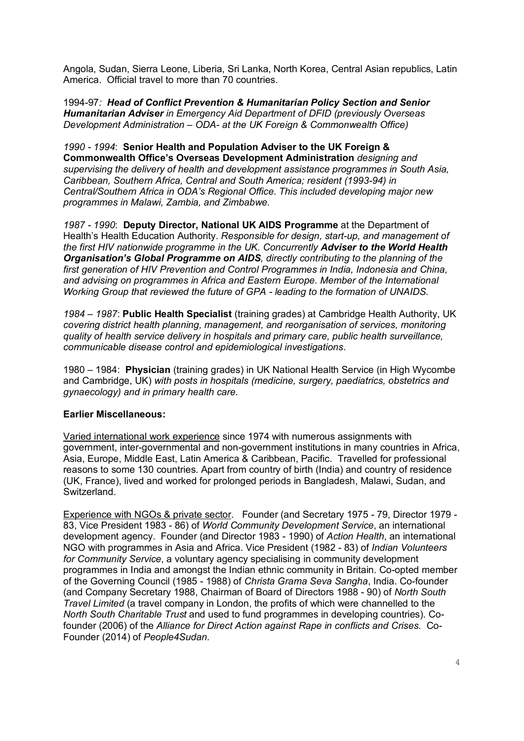Angola, Sudan, Sierra Leone, Liberia, Sri Lanka, North Korea, Central Asian republics, Latin America. Official travel to more than 70 countries.

1994-97*:* ***Head of Conflict Prevention & Humanitarian Policy Section and Senior Humanitarian Adviser*** *in Emergency Aid Department of DFID (previously Overseas Development Administration – ODA- at the UK Foreign & Commonwealth Office)*

*1990 - 1994*: **Senior Health and Population Adviser to the UK Foreign & Commonwealth Office's Overseas Development Administration** *designing and supervising the delivery of health and development assistance programmes in South Asia, Caribbean, Southern Africa, Central and South America; resident (1993-94) in Central/Southern Africa in ODA's Regional Office. This included developing major new programmes in Malawi, Zambia, and Zimbabwe.*

*1987 - 1990*: **Deputy Director, National UK AIDS Programme** at the Department of Health's Health Education Authority. *Responsible for design, start-up, and management of the first HIV nationwide programme in the UK. Concurrently* ***Adviser to the World Health Organisation's Global Programme on AIDS****, directly contributing to the planning of the first generation of HIV Prevention and Control Programmes in India, Indonesia and China, and advising on programmes in Africa and Eastern Europe. Member of the International Working Group that reviewed the future of GPA - leading to the formation of UNAIDS.*

*1984 – 1987*: **Public Health Specialist** (training grades) at Cambridge Health Authority, UK *covering district health planning, management, and reorganisation of services, monitoring quality of health service delivery in hospitals and primary care, public health surveillance, communicable disease control and epidemiological investigations*.

1980 – 1984: **Physician** (training grades) in UK National Health Service (in High Wycombe and Cambridge, UK) *with posts in hospitals (medicine, surgery, paediatrics, obstetrics and gynaecology) and in primary health care.*

**Earlier Miscellaneous:**

Varied international work experience since 1974 with numerous assignments with government, inter-governmental and non-government institutions in many countries in Africa, Asia, Europe, Middle East, Latin America & Caribbean, Pacific. Travelled for professional reasons to some 130 countries. Apart from country of birth (India) and country of residence (UK, France), lived and worked for prolonged periods in Bangladesh, Malawi, Sudan, and Switzerland.

Experience with NGOs & private sector. Founder (and Secretary 1975 - 79, Director 1979 - 83, Vice President 1983 - 86) of *World Community Development Service*, an international development agency. Founder (and Director 1983 - 1990) of *Action Health*, an international NGO with programmes in Asia and Africa. Vice President (1982 - 83) of *Indian Volunteers for Community Service*, a voluntary agency specialising in community development programmes in India and amongst the Indian ethnic community in Britain. Co-opted member of the Governing Council (1985 - 1988) of *Christa Grama Seva Sangha*, India. Co-founder (and Company Secretary 1988, Chairman of Board of Directors 1988 - 90) of *North South Travel Limited* (a travel company in London, the profits of which were channelled to the *North South Charitable Trust* and used to fund programmes in developing countries). Co-founder (2006) of the *Alliance for Direct Action against Rape in conflicts and Crises.* Co-Founder (2014) of *People4Sudan.*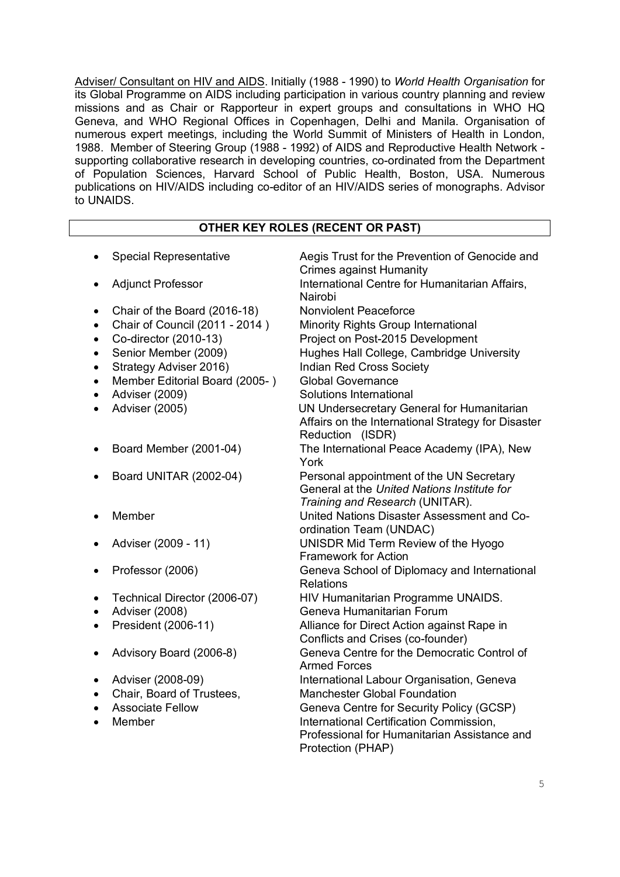Adviser/ Consultant on HIV and AIDS. Initially (1988 - 1990) to *World Health Organisation* for its Global Programme on AIDS including participation in various country planning and review missions and as Chair or Rapporteur in expert groups and consultations in WHO HQ Geneva, and WHO Regional Offices in Copenhagen, Delhi and Manila. Organisation of numerous expert meetings, including the World Summit of Ministers of Health in London, 1988. Member of Steering Group (1988 - 1992) of AIDS and Reproductive Health Network - supporting collaborative research in developing countries, co-ordinated from the Department of Population Sciences, Harvard School of Public Health, Boston, USA. Numerous publications on HIV/AIDS including co-editor of an HIV/AIDS series of monographs. Advisor to UNAIDS.

## OTHER KEY ROLES (RECENT OR PAST)

- Special Representative — Aegis Trust for the Prevention of Genocide and Crimes against Humanity
- Adjunct Professor — International Centre for Humanitarian Affairs, Nairobi
- Chair of the Board (2016-18) — Nonviolent Peaceforce
- Chair of Council (2011 - 2014 ) — Minority Rights Group International
- Co-director (2010-13) — Project on Post-2015 Development
- Senior Member (2009) — Hughes Hall College, Cambridge University
- Strategy Adviser 2016) — Indian Red Cross Society
- Member Editorial Board (2005- ) — Global Governance
- Adviser (2009) — Solutions International
- Adviser (2005) — UN Undersecretary General for Humanitarian Affairs on the International Strategy for Disaster Reduction (ISDR)
- Board Member (2001-04) — The International Peace Academy (IPA), New York
- Board UNITAR (2002-04) — Personal appointment of the UN Secretary General at the *United Nations Institute for Training and Research* (UNITAR).
- Member — United Nations Disaster Assessment and Co-ordination Team (UNDAC)
- Adviser (2009 - 11) — UNISDR Mid Term Review of the Hyogo Framework for Action
- Professor (2006) — Geneva School of Diplomacy and International Relations
- Technical Director (2006-07) — HIV Humanitarian Programme UNAIDS.
- Adviser (2008) — Geneva Humanitarian Forum
- President (2006-11) — Alliance for Direct Action against Rape in Conflicts and Crises (co-founder)
- Advisory Board (2006-8) — Geneva Centre for the Democratic Control of Armed Forces
- Adviser (2008-09) — International Labour Organisation, Geneva
- Chair, Board of Trustees, — Manchester Global Foundation
- Associate Fellow — Geneva Centre for Security Policy (GCSP)
- Member — International Certification Commission, Professional for Humanitarian Assistance and Protection (PHAP)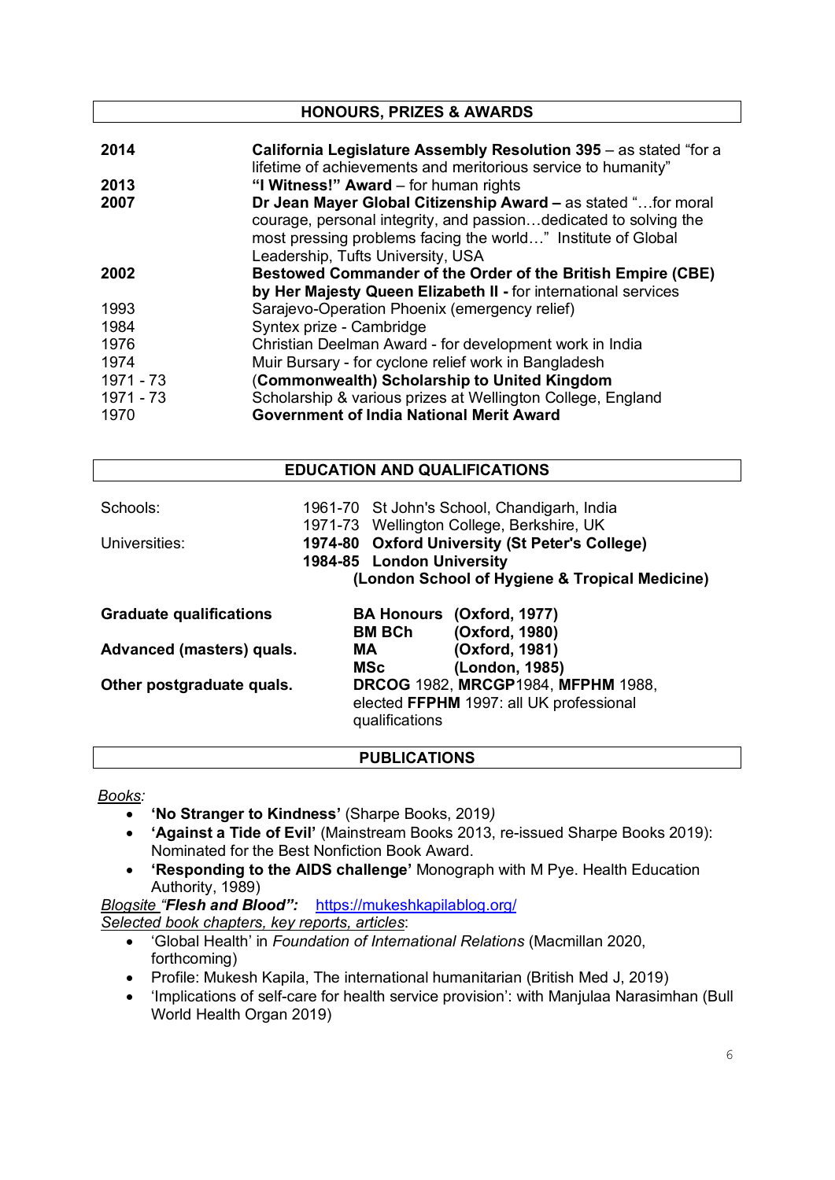## HONOURS, PRIZES & AWARDS

| | |
|---|---|
| **2014** | **California Legislature Assembly Resolution 395** – as stated "for a lifetime of achievements and meritorious service to humanity" |
| **2013** | **"I Witness!" Award** – for human rights |
| **2007** | **Dr Jean Mayer Global Citizenship Award –** as stated "…for moral courage, personal integrity, and passion…dedicated to solving the most pressing problems facing the world…" Institute of Global Leadership, Tufts University, USA |
| **2002** | **Bestowed Commander of the Order of the British Empire (CBE) by Her Majesty Queen Elizabeth II -** for international services |
| 1993 | Sarajevo-Operation Phoenix (emergency relief) |
| 1984 | Syntex prize - Cambridge |
| 1976 | Christian Deelman Award - for development work in India |
| 1974 | Muir Bursary - for cyclone relief work in Bangladesh |
| 1971 - 73 | (**Commonwealth) Scholarship to United Kingdom** |
| 1971 - 73 | Scholarship & various prizes at Wellington College, England |
| 1970 | **Government of India National Merit Award** |

## EDUCATION AND QUALIFICATIONS

| | |
|---|---|
| Schools: | 1961-70 St John's School, Chandigarh, India |
| | 1971-73 Wellington College, Berkshire, UK |
| Universities: | **1974-80 Oxford University (St Peter's College)** |
| | **1984-85 London University (London School of Hygiene & Tropical Medicine)** |

| | | |
|---|---|---|
| **Graduate qualifications** | **BA Honours** | **(Oxford, 1977)** |
| | **BM BCh** | **(Oxford, 1980)** |
| **Advanced (masters) quals.** | **MA** | **(Oxford, 1981)** |
| | **MSc** | **(London, 1985)** |
| **Other postgraduate quals.** | **DRCOG** 1982, **MRCGP**1984, **MFPHM** 1988, elected **FFPHM** 1997: all UK professional qualifications | |

## PUBLICATIONS

*Books:*

- **'No Stranger to Kindness'** (Sharpe Books, 2019)
- **'Against a Tide of Evil'** (Mainstream Books 2013, re-issued Sharpe Books 2019): Nominated for the Best Nonfiction Book Award.
- **'Responding to the AIDS challenge'** Monograph with M Pye. Health Education Authority, 1989)

*Blogsite **"Flesh and Blood":*** https://mukeshkapilablog.org/

*Selected book chapters, key reports, articles*:

- 'Global Health' in *Foundation of International Relations* (Macmillan 2020, forthcoming)
- Profile: Mukesh Kapila, The international humanitarian (British Med J, 2019)
- 'Implications of self-care for health service provision': with Manjulaa Narasimhan (Bull World Health Organ 2019)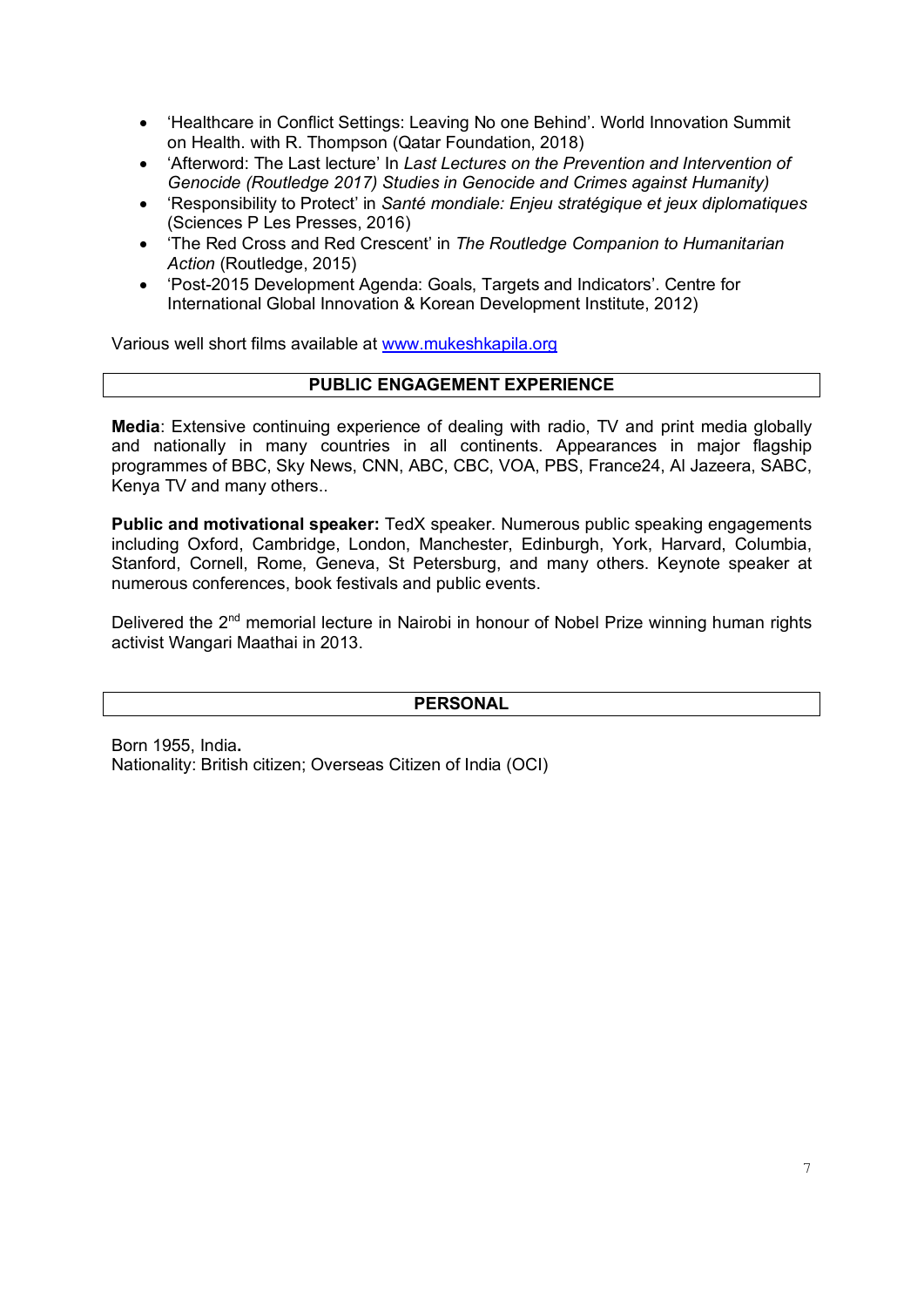- 'Healthcare in Conflict Settings: Leaving No one Behind'. World Innovation Summit on Health. with R. Thompson (Qatar Foundation, 2018)
- 'Afterword: The Last lecture' In *Last Lectures on the Prevention and Intervention of Genocide (Routledge 2017) Studies in Genocide and Crimes against Humanity)*
- 'Responsibility to Protect' in *Santé mondiale: Enjeu stratégique et jeux diplomatiques* (Sciences P Les Presses, 2016)
- 'The Red Cross and Red Crescent' in *The Routledge Companion to Humanitarian Action* (Routledge, 2015)
- 'Post-2015 Development Agenda: Goals, Targets and Indicators'. Centre for International Global Innovation & Korean Development Institute, 2012)

Various well short films available at [www.mukeshkapila.org](http://www.mukeshkapila.org)

## PUBLIC ENGAGEMENT EXPERIENCE

**Media**: Extensive continuing experience of dealing with radio, TV and print media globally and nationally in many countries in all continents. Appearances in major flagship programmes of BBC, Sky News, CNN, ABC, CBC, VOA, PBS, France24, Al Jazeera, SABC, Kenya TV and many others..

**Public and motivational speaker:** TedX speaker. Numerous public speaking engagements including Oxford, Cambridge, London, Manchester, Edinburgh, York, Harvard, Columbia, Stanford, Cornell, Rome, Geneva, St Petersburg, and many others. Keynote speaker at numerous conferences, book festivals and public events.

Delivered the 2nd memorial lecture in Nairobi in honour of Nobel Prize winning human rights activist Wangari Maathai in 2013.

## PERSONAL

Born 1955, India**.**
Nationality: British citizen; Overseas Citizen of India (OCI)